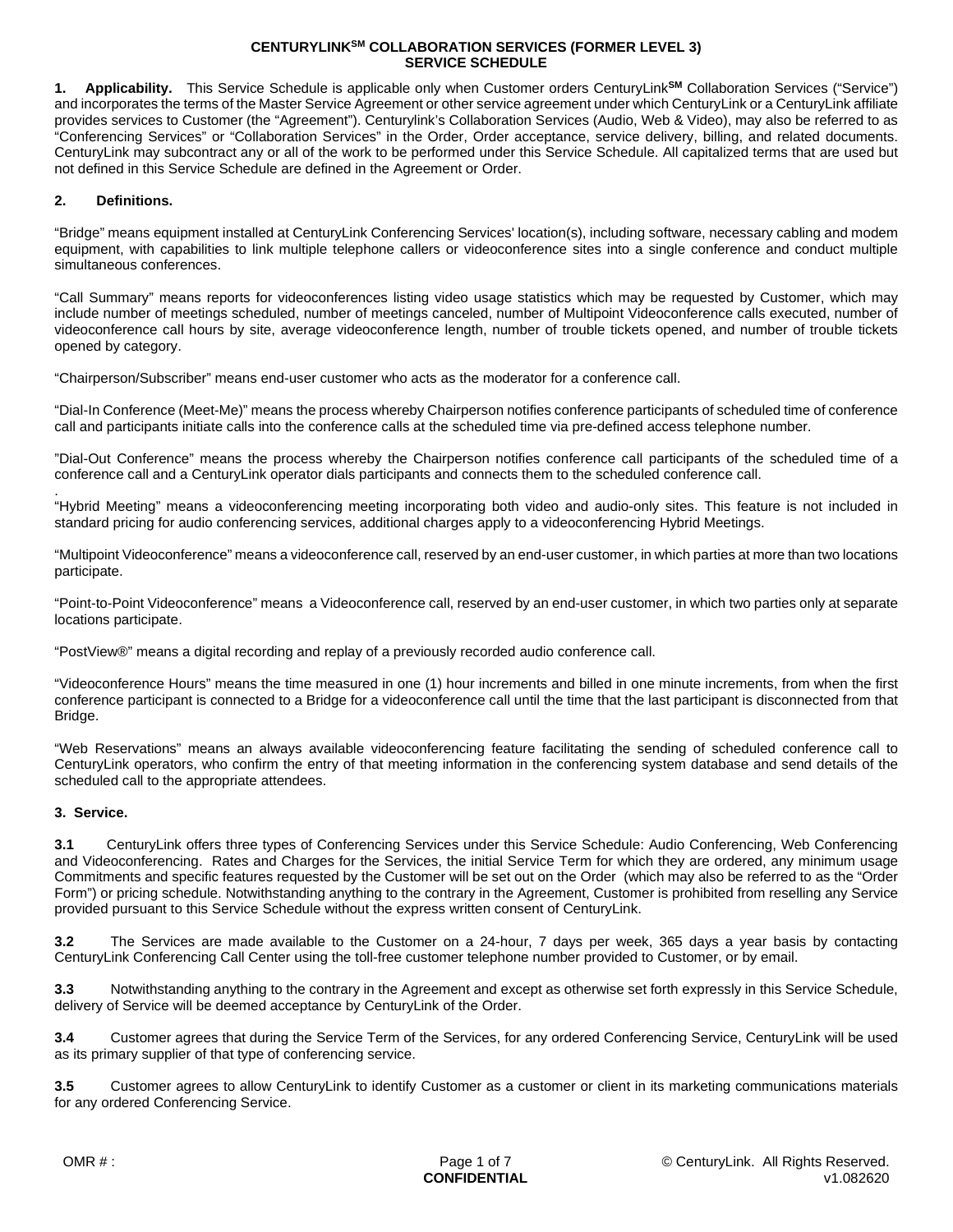# CENTURYLINK℠ COLLABORATION SERVICES (FORMER LEVEL 3) SERVICE SCHEDULE

**1. Applicability.** This Service Schedule is applicable only when Customer orders CenturyLink**℠** Collaboration Services ("Service") and incorporates the terms of the Master Service Agreement or other service agreement under which CenturyLink or a CenturyLink affiliate provides services to Customer (the "Agreement"). Centurylink's Collaboration Services (Audio, Web & Video), may also be referred to as "Conferencing Services" or "Collaboration Services" in the Order, Order acceptance, service delivery, billing, and related documents. CenturyLink may subcontract any or all of the work to be performed under this Service Schedule. All capitalized terms that are used but not defined in this Service Schedule are defined in the Agreement or Order.

**2. Definitions.**

"Bridge" means equipment installed at CenturyLink Conferencing Services' location(s), including software, necessary cabling and modem equipment, with capabilities to link multiple telephone callers or videoconference sites into a single conference and conduct multiple simultaneous conferences.

"Call Summary" means reports for videoconferences listing video usage statistics which may be requested by Customer, which may include number of meetings scheduled, number of meetings canceled, number of Multipoint Videoconference calls executed, number of videoconference call hours by site, average videoconference length, number of trouble tickets opened, and number of trouble tickets opened by category.

"Chairperson/Subscriber" means end-user customer who acts as the moderator for a conference call.

"Dial-In Conference (Meet-Me)" means the process whereby Chairperson notifies conference participants of scheduled time of conference call and participants initiate calls into the conference calls at the scheduled time via pre-defined access telephone number.

"Dial-Out Conference" means the process whereby the Chairperson notifies conference call participants of the scheduled time of a conference call and a CenturyLink operator dials participants and connects them to the scheduled conference call.

"Hybrid Meeting" means a videoconferencing meeting incorporating both video and audio-only sites. This feature is not included in standard pricing for audio conferencing services, additional charges apply to a videoconferencing Hybrid Meetings.

"Multipoint Videoconference" means a videoconference call, reserved by an end-user customer, in which parties at more than two locations participate.

"Point-to-Point Videoconference" means a Videoconference call, reserved by an end-user customer, in which two parties only at separate locations participate.

"PostView®" means a digital recording and replay of a previously recorded audio conference call.

"Videoconference Hours" means the time measured in one (1) hour increments and billed in one minute increments, from when the first conference participant is connected to a Bridge for a videoconference call until the time that the last participant is disconnected from that Bridge.

"Web Reservations" means an always available videoconferencing feature facilitating the sending of scheduled conference call to CenturyLink operators, who confirm the entry of that meeting information in the conferencing system database and send details of the scheduled call to the appropriate attendees.

**3. Service.**

**3.1** CenturyLink offers three types of Conferencing Services under this Service Schedule: Audio Conferencing, Web Conferencing and Videoconferencing. Rates and Charges for the Services, the initial Service Term for which they are ordered, any minimum usage Commitments and specific features requested by the Customer will be set out on the Order (which may also be referred to as the "Order Form") or pricing schedule. Notwithstanding anything to the contrary in the Agreement, Customer is prohibited from reselling any Service provided pursuant to this Service Schedule without the express written consent of CenturyLink.

**3.2** The Services are made available to the Customer on a 24-hour, 7 days per week, 365 days a year basis by contacting CenturyLink Conferencing Call Center using the toll-free customer telephone number provided to Customer, or by email.

**3.3** Notwithstanding anything to the contrary in the Agreement and except as otherwise set forth expressly in this Service Schedule, delivery of Service will be deemed acceptance by CenturyLink of the Order.

**3.4** Customer agrees that during the Service Term of the Services, for any ordered Conferencing Service, CenturyLink will be used as its primary supplier of that type of conferencing service.

**3.5** Customer agrees to allow CenturyLink to identify Customer as a customer or client in its marketing communications materials for any ordered Conferencing Service.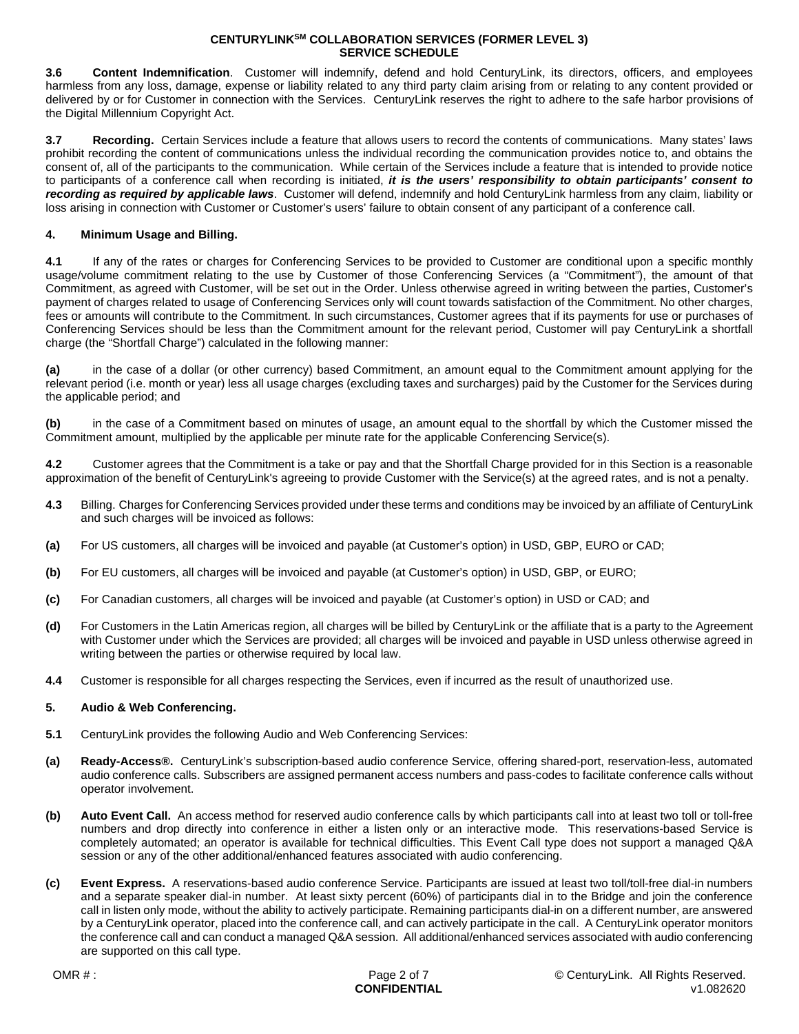**3.6 Content Indemnification**. Customer will indemnify, defend and hold CenturyLink, its directors, officers, and employees harmless from any loss, damage, expense or liability related to any third party claim arising from or relating to any content provided or delivered by or for Customer in connection with the Services. CenturyLink reserves the right to adhere to the safe harbor provisions of the Digital Millennium Copyright Act.

**3.7 Recording.** Certain Services include a feature that allows users to record the contents of communications. Many states' laws prohibit recording the content of communications unless the individual recording the communication provides notice to, and obtains the consent of, all of the participants to the communication. While certain of the Services include a feature that is intended to provide notice to participants of a conference call when recording is initiated, ***it is the users' responsibility to obtain participants' consent to recording as required by applicable laws***. Customer will defend, indemnify and hold CenturyLink harmless from any claim, liability or loss arising in connection with Customer or Customer's users' failure to obtain consent of any participant of a conference call.

**4. Minimum Usage and Billing.**

**4.1** If any of the rates or charges for Conferencing Services to be provided to Customer are conditional upon a specific monthly usage/volume commitment relating to the use by Customer of those Conferencing Services (a "Commitment"), the amount of that Commitment, as agreed with Customer, will be set out in the Order. Unless otherwise agreed in writing between the parties, Customer's payment of charges related to usage of Conferencing Services only will count towards satisfaction of the Commitment. No other charges, fees or amounts will contribute to the Commitment. In such circumstances, Customer agrees that if its payments for use or purchases of Conferencing Services should be less than the Commitment amount for the relevant period, Customer will pay CenturyLink a shortfall charge (the "Shortfall Charge") calculated in the following manner:

**(a)** in the case of a dollar (or other currency) based Commitment, an amount equal to the Commitment amount applying for the relevant period (i.e. month or year) less all usage charges (excluding taxes and surcharges) paid by the Customer for the Services during the applicable period; and

**(b)** in the case of a Commitment based on minutes of usage, an amount equal to the shortfall by which the Customer missed the Commitment amount, multiplied by the applicable per minute rate for the applicable Conferencing Service(s).

**4.2** Customer agrees that the Commitment is a take or pay and that the Shortfall Charge provided for in this Section is a reasonable approximation of the benefit of CenturyLink's agreeing to provide Customer with the Service(s) at the agreed rates, and is not a penalty.

**4.3** Billing. Charges for Conferencing Services provided under these terms and conditions may be invoiced by an affiliate of CenturyLink and such charges will be invoiced as follows:

**(a)** For US customers, all charges will be invoiced and payable (at Customer's option) in USD, GBP, EURO or CAD;

**(b)** For EU customers, all charges will be invoiced and payable (at Customer's option) in USD, GBP, or EURO;

**(c)** For Canadian customers, all charges will be invoiced and payable (at Customer's option) in USD or CAD; and

**(d)** For Customers in the Latin Americas region, all charges will be billed by CenturyLink or the affiliate that is a party to the Agreement with Customer under which the Services are provided; all charges will be invoiced and payable in USD unless otherwise agreed in writing between the parties or otherwise required by local law.

**4.4** Customer is responsible for all charges respecting the Services, even if incurred as the result of unauthorized use.

**5. Audio & Web Conferencing.**

**5.1** CenturyLink provides the following Audio and Web Conferencing Services:

**(a) Ready-Access®.** CenturyLink's subscription-based audio conference Service, offering shared-port, reservation-less, automated audio conference calls. Subscribers are assigned permanent access numbers and pass-codes to facilitate conference calls without operator involvement.

**(b) Auto Event Call.** An access method for reserved audio conference calls by which participants call into at least two toll or toll-free numbers and drop directly into conference in either a listen only or an interactive mode. This reservations-based Service is completely automated; an operator is available for technical difficulties. This Event Call type does not support a managed Q&A session or any of the other additional/enhanced features associated with audio conferencing.

**(c) Event Express.** A reservations-based audio conference Service. Participants are issued at least two toll/toll-free dial-in numbers and a separate speaker dial-in number. At least sixty percent (60%) of participants dial in to the Bridge and join the conference call in listen only mode, without the ability to actively participate. Remaining participants dial-in on a different number, are answered by a CenturyLink operator, placed into the conference call, and can actively participate in the call. A CenturyLink operator monitors the conference call and can conduct a managed Q&A session. All additional/enhanced services associated with audio conferencing are supported on this call type.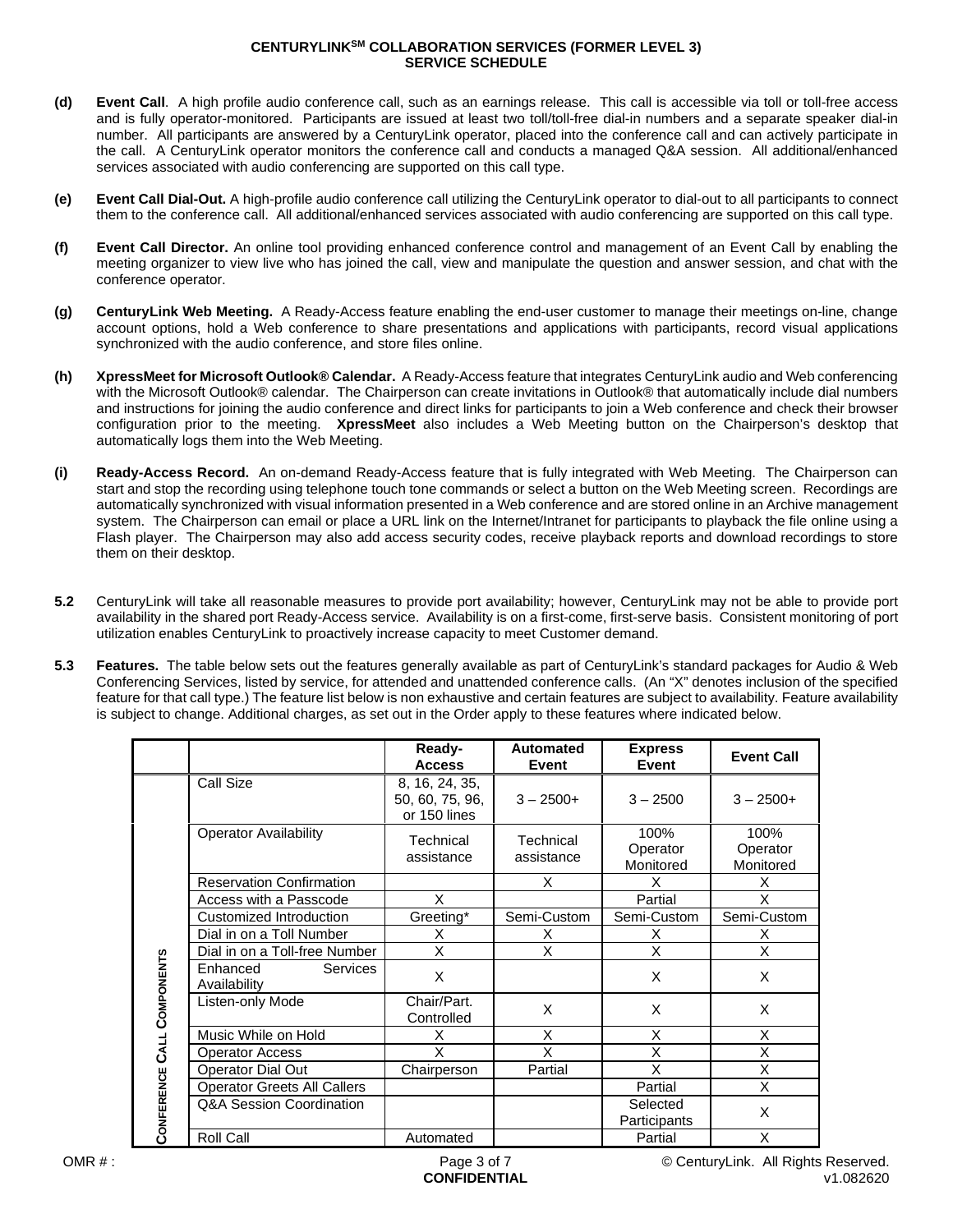**(d) Event Call**. A high profile audio conference call, such as an earnings release. This call is accessible via toll or toll-free access and is fully operator-monitored. Participants are issued at least two toll/toll-free dial-in numbers and a separate speaker dial-in number. All participants are answered by a CenturyLink operator, placed into the conference call and can actively participate in the call. A CenturyLink operator monitors the conference call and conducts a managed Q&A session. All additional/enhanced services associated with audio conferencing are supported on this call type.

**(e) Event Call Dial-Out.** A high-profile audio conference call utilizing the CenturyLink operator to dial-out to all participants to connect them to the conference call. All additional/enhanced services associated with audio conferencing are supported on this call type.

**(f) Event Call Director.** An online tool providing enhanced conference control and management of an Event Call by enabling the meeting organizer to view live who has joined the call, view and manipulate the question and answer session, and chat with the conference operator.

**(g) CenturyLink Web Meeting.** A Ready-Access feature enabling the end-user customer to manage their meetings on-line, change account options, hold a Web conference to share presentations and applications with participants, record visual applications synchronized with the audio conference, and store files online.

**(h) XpressMeet for Microsoft Outlook® Calendar.** A Ready-Access feature that integrates CenturyLink audio and Web conferencing with the Microsoft Outlook® calendar. The Chairperson can create invitations in Outlook® that automatically include dial numbers and instructions for joining the audio conference and direct links for participants to join a Web conference and check their browser configuration prior to the meeting. **XpressMeet** also includes a Web Meeting button on the Chairperson's desktop that automatically logs them into the Web Meeting.

**(i) Ready-Access Record.** An on-demand Ready-Access feature that is fully integrated with Web Meeting. The Chairperson can start and stop the recording using telephone touch tone commands or select a button on the Web Meeting screen. Recordings are automatically synchronized with visual information presented in a Web conference and are stored online in an Archive management system. The Chairperson can email or place a URL link on the Internet/Intranet for participants to playback the file online using a Flash player. The Chairperson may also add access security codes, receive playback reports and download recordings to store them on their desktop.

**5.2** CenturyLink will take all reasonable measures to provide port availability; however, CenturyLink may not be able to provide port availability in the shared port Ready-Access service. Availability is on a first-come, first-serve basis. Consistent monitoring of port utilization enables CenturyLink to proactively increase capacity to meet Customer demand.

**5.3 Features.** The table below sets out the features generally available as part of CenturyLink's standard packages for Audio & Web Conferencing Services, listed by service, for attended and unattended conference calls. (An "X" denotes inclusion of the specified feature for that call type.) The feature list below is non exhaustive and certain features are subject to availability. Feature availability is subject to change. Additional charges, as set out in the Order apply to these features where indicated below.

| | | Ready-Access | Automated Event | Express Event | Event Call |
|---|---|---|---|---|---|
| Conference Call Components | Call Size | 8, 16, 24, 35, 50, 60, 75, 96, or 150 lines | 3 – 2500+ | 3 – 2500 | 3 – 2500+ |
| | Operator Availability | Technical assistance | Technical assistance | 100% Operator Monitored | 100% Operator Monitored |
| | Reservation Confirmation | | X | X | X |
| | Access with a Passcode | X | | Partial | X |
| | Customized Introduction | Greeting* | Semi-Custom | Semi-Custom | Semi-Custom |
| | Dial in on a Toll Number | X | X | X | X |
| | Dial in on a Toll-free Number | X | X | X | X |
| | Enhanced Services Availability | X | | X | X |
| | Listen-only Mode | Chair/Part. Controlled | X | X | X |
| | Music While on Hold | X | X | X | X |
| | Operator Access | X | X | X | X |
| | Operator Dial Out | Chairperson | Partial | X | X |
| | Operator Greets All Callers | | | Partial | X |
| | Q&A Session Coordination | | | Selected Participants | X |
| | Roll Call | Automated | | Partial | X |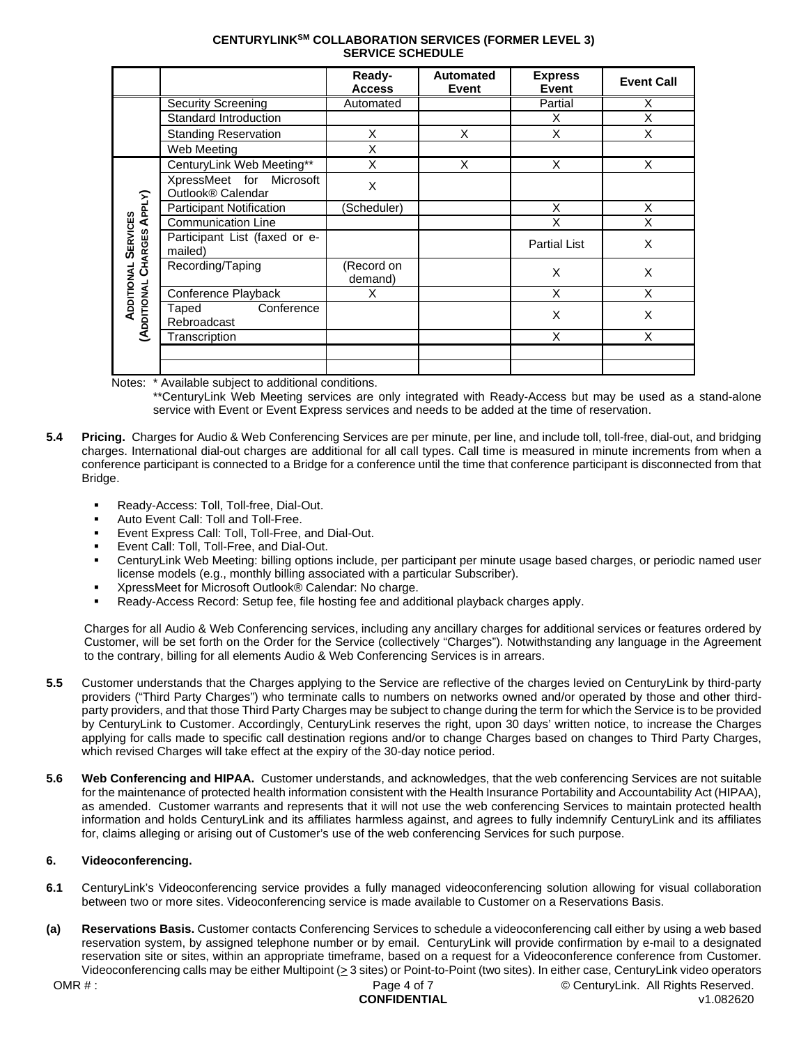**CENTURYLINK℠ COLLABORATION SERVICES (FORMER LEVEL 3) SERVICE SCHEDULE**

| | | Ready-Access | Automated Event | Express Event | Event Call |
|---|---|---|---|---|---|
| | Security Screening | Automated | | Partial | X |
| | Standard Introduction | | | X | X |
| | Standing Reservation | X | X | X | X |
| | Web Meeting | X | | | |
| ADDITIONAL SERVICES (ADDITIONAL CHARGES APPLY) | CenturyLink Web Meeting** | X | X | X | X |
| | XpressMeet for Microsoft Outlook® Calendar | X | | | |
| | Participant Notification | (Scheduler) | | X | X |
| | Communication Line | | | X | X |
| | Participant List (faxed or e-mailed) | | | Partial List | X |
| | Recording/Taping | (Record on demand) | | X | X |
| | Conference Playback | X | | X | X |
| | Taped Conference Rebroadcast | | | X | X |
| | Transcription | | | X | X |
| | | | | | |
| | | | | | |

Notes: * Available subject to additional conditions.

**CenturyLink Web Meeting services are only integrated with Ready-Access but may be used as a stand-alone service with Event or Event Express services and needs to be added at the time of reservation.

**5.4 Pricing.** Charges for Audio & Web Conferencing Services are per minute, per line, and include toll, toll-free, dial-out, and bridging charges. International dial-out charges are additional for all call types. Call time is measured in minute increments from when a conference participant is connected to a Bridge for a conference until the time that conference participant is disconnected from that Bridge.

- Ready-Access: Toll, Toll-free, Dial-Out.
- Auto Event Call: Toll and Toll-Free.
- Event Express Call: Toll, Toll-Free, and Dial-Out.
- Event Call: Toll, Toll-Free, and Dial-Out.
- CenturyLink Web Meeting: billing options include, per participant per minute usage based charges, or periodic named user license models (e.g., monthly billing associated with a particular Subscriber).
- XpressMeet for Microsoft Outlook® Calendar: No charge.
- Ready-Access Record: Setup fee, file hosting fee and additional playback charges apply.

Charges for all Audio & Web Conferencing services, including any ancillary charges for additional services or features ordered by Customer, will be set forth on the Order for the Service (collectively "Charges"). Notwithstanding any language in the Agreement to the contrary, billing for all elements Audio & Web Conferencing Services is in arrears.

**5.5** Customer understands that the Charges applying to the Service are reflective of the charges levied on CenturyLink by third-party providers ("Third Party Charges") who terminate calls to numbers on networks owned and/or operated by those and other third-party providers, and that those Third Party Charges may be subject to change during the term for which the Service is to be provided by CenturyLink to Customer. Accordingly, CenturyLink reserves the right, upon 30 days' written notice, to increase the Charges applying for calls made to specific call destination regions and/or to change Charges based on changes to Third Party Charges, which revised Charges will take effect at the expiry of the 30-day notice period.

**5.6 Web Conferencing and HIPAA.** Customer understands, and acknowledges, that the web conferencing Services are not suitable for the maintenance of protected health information consistent with the Health Insurance Portability and Accountability Act (HIPAA), as amended. Customer warrants and represents that it will not use the web conferencing Services to maintain protected health information and holds CenturyLink and its affiliates harmless against, and agrees to fully indemnify CenturyLink and its affiliates for, claims alleging or arising out of Customer's use of the web conferencing Services for such purpose.

**6. Videoconferencing.**

**6.1** CenturyLink's Videoconferencing service provides a fully managed videoconferencing solution allowing for visual collaboration between two or more sites. Videoconferencing service is made available to Customer on a Reservations Basis.

**(a) Reservations Basis.** Customer contacts Conferencing Services to schedule a videoconferencing call either by using a web based reservation system, by assigned telephone number or by email. CenturyLink will provide confirmation by e-mail to a designated reservation site or sites, within an appropriate timeframe, based on a request for a Videoconference conference from Customer. Videoconferencing calls may be either Multipoint (≥ 3 sites) or Point-to-Point (two sites). In either case, CenturyLink video operators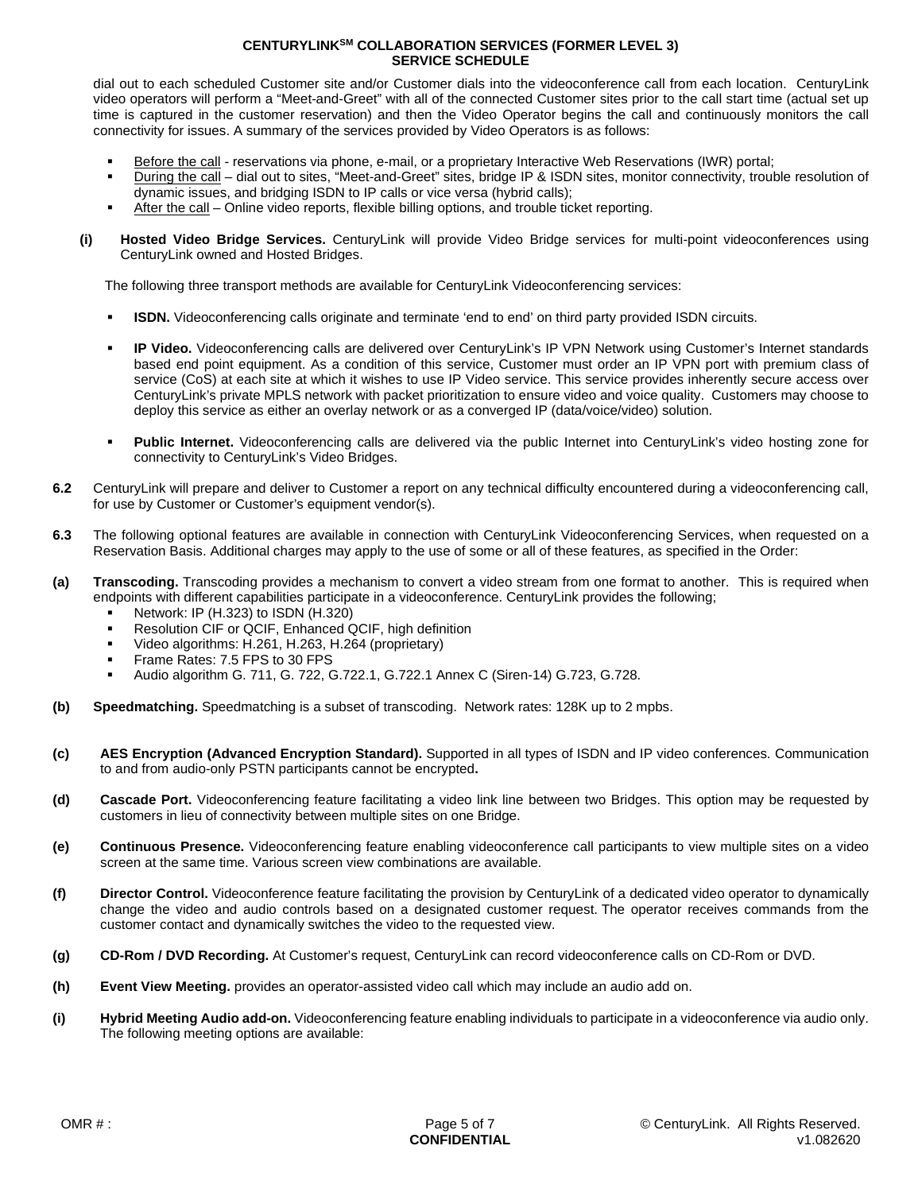dial out to each scheduled Customer site and/or Customer dials into the videoconference call from each location. CenturyLink video operators will perform a "Meet-and-Greet" with all of the connected Customer sites prior to the call start time (actual set up time is captured in the customer reservation) and then the Video Operator begins the call and continuously monitors the call connectivity for issues. A summary of the services provided by Video Operators is as follows:

- Before the call - reservations via phone, e-mail, or a proprietary Interactive Web Reservations (IWR) portal;
- During the call – dial out to sites, "Meet-and-Greet" sites, bridge IP & ISDN sites, monitor connectivity, trouble resolution of dynamic issues, and bridging ISDN to IP calls or vice versa (hybrid calls);
- After the call – Online video reports, flexible billing options, and trouble ticket reporting.

**(i) Hosted Video Bridge Services.** CenturyLink will provide Video Bridge services for multi-point videoconferences using CenturyLink owned and Hosted Bridges.

The following three transport methods are available for CenturyLink Videoconferencing services:

- **ISDN.** Videoconferencing calls originate and terminate 'end to end' on third party provided ISDN circuits.
- **IP Video.** Videoconferencing calls are delivered over CenturyLink's IP VPN Network using Customer's Internet standards based end point equipment. As a condition of this service, Customer must order an IP VPN port with premium class of service (CoS) at each site at which it wishes to use IP Video service. This service provides inherently secure access over CenturyLink's private MPLS network with packet prioritization to ensure video and voice quality. Customers may choose to deploy this service as either an overlay network or as a converged IP (data/voice/video) solution.
- **Public Internet.** Videoconferencing calls are delivered via the public Internet into CenturyLink's video hosting zone for connectivity to CenturyLink's Video Bridges.

**6.2** CenturyLink will prepare and deliver to Customer a report on any technical difficulty encountered during a videoconferencing call, for use by Customer or Customer's equipment vendor(s).

**6.3** The following optional features are available in connection with CenturyLink Videoconferencing Services, when requested on a Reservation Basis. Additional charges may apply to the use of some or all of these features, as specified in the Order:

**(a) Transcoding.** Transcoding provides a mechanism to convert a video stream from one format to another. This is required when endpoints with different capabilities participate in a videoconference. CenturyLink provides the following;

- Network: IP (H.323) to ISDN (H.320)
- Resolution CIF or QCIF, Enhanced QCIF, high definition
- Video algorithms: H.261, H.263, H.264 (proprietary)
- Frame Rates: 7.5 FPS to 30 FPS
- Audio algorithm G. 711, G. 722, G.722.1, G.722.1 Annex C (Siren-14) G.723, G.728.

**(b) Speedmatching.** Speedmatching is a subset of transcoding. Network rates: 128K up to 2 mpbs.

**(c) AES Encryption (Advanced Encryption Standard).** Supported in all types of ISDN and IP video conferences. Communication to and from audio-only PSTN participants cannot be encrypted**.**

**(d) Cascade Port.** Videoconferencing feature facilitating a video link line between two Bridges. This option may be requested by customers in lieu of connectivity between multiple sites on one Bridge.

**(e) Continuous Presence.** Videoconferencing feature enabling videoconference call participants to view multiple sites on a video screen at the same time. Various screen view combinations are available.

**(f) Director Control.** Videoconference feature facilitating the provision by CenturyLink of a dedicated video operator to dynamically change the video and audio controls based on a designated customer request. The operator receives commands from the customer contact and dynamically switches the video to the requested view.

**(g) CD-Rom / DVD Recording.** At Customer's request, CenturyLink can record videoconference calls on CD-Rom or DVD.

**(h) Event View Meeting.** provides an operator-assisted video call which may include an audio add on.

**(i) Hybrid Meeting Audio add-on.** Videoconferencing feature enabling individuals to participate in a videoconference via audio only. The following meeting options are available: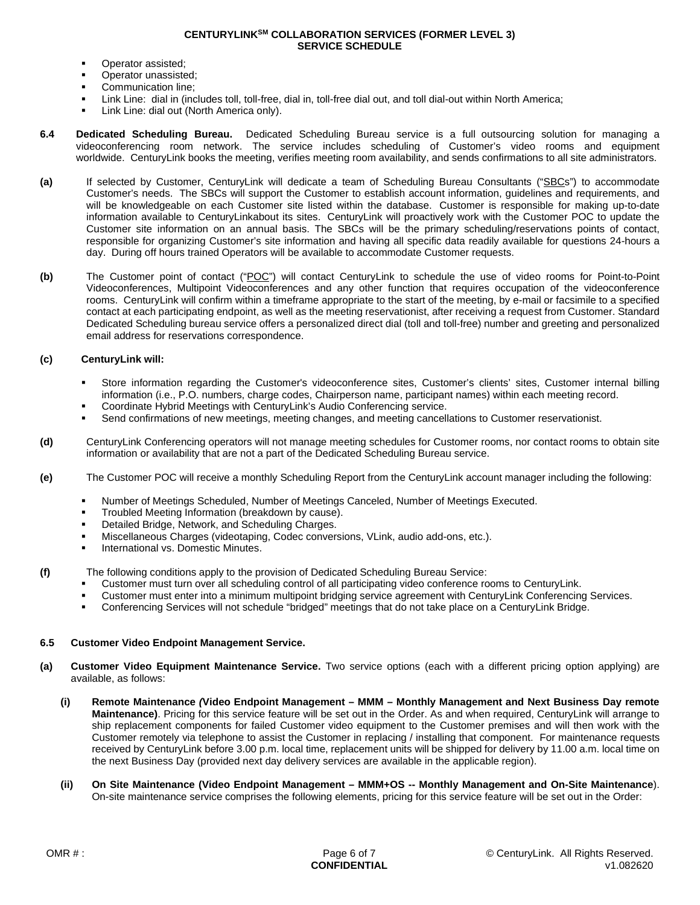- Operator assisted;
- Operator unassisted;
- Communication line;
- Link Line: dial in (includes toll, toll-free, dial in, toll-free dial out, and toll dial-out within North America;
- Link Line: dial out (North America only).

**6.4 Dedicated Scheduling Bureau.** Dedicated Scheduling Bureau service is a full outsourcing solution for managing a videoconferencing room network. The service includes scheduling of Customer's video rooms and equipment worldwide. CenturyLink books the meeting, verifies meeting room availability, and sends confirmations to all site administrators.

**(a)** If selected by Customer, CenturyLink will dedicate a team of Scheduling Bureau Consultants ("SBCs") to accommodate Customer's needs. The SBCs will support the Customer to establish account information, guidelines and requirements, and will be knowledgeable on each Customer site listed within the database. Customer is responsible for making up-to-date information available to CenturyLinkabout its sites. CenturyLink will proactively work with the Customer POC to update the Customer site information on an annual basis. The SBCs will be the primary scheduling/reservations points of contact, responsible for organizing Customer's site information and having all specific data readily available for questions 24-hours a day. During off hours trained Operators will be available to accommodate Customer requests.

**(b)** The Customer point of contact ("POC") will contact CenturyLink to schedule the use of video rooms for Point-to-Point Videoconferences, Multipoint Videoconferences and any other function that requires occupation of the videoconference rooms. CenturyLink will confirm within a timeframe appropriate to the start of the meeting, by e-mail or facsimile to a specified contact at each participating endpoint, as well as the meeting reservationist, after receiving a request from Customer. Standard Dedicated Scheduling bureau service offers a personalized direct dial (toll and toll-free) number and greeting and personalized email address for reservations correspondence.

**(c) CenturyLink will:**

- Store information regarding the Customer's videoconference sites, Customer's clients' sites, Customer internal billing information (i.e., P.O. numbers, charge codes, Chairperson name, participant names) within each meeting record.
- Coordinate Hybrid Meetings with CenturyLink's Audio Conferencing service.
- Send confirmations of new meetings, meeting changes, and meeting cancellations to Customer reservationist.

**(d)** CenturyLink Conferencing operators will not manage meeting schedules for Customer rooms, nor contact rooms to obtain site information or availability that are not a part of the Dedicated Scheduling Bureau service.

**(e)** The Customer POC will receive a monthly Scheduling Report from the CenturyLink account manager including the following:

- Number of Meetings Scheduled, Number of Meetings Canceled, Number of Meetings Executed.
- Troubled Meeting Information (breakdown by cause).
- Detailed Bridge, Network, and Scheduling Charges.
- Miscellaneous Charges (videotaping, Codec conversions, VLink, audio add-ons, etc.).
- International vs. Domestic Minutes.

**(f)** The following conditions apply to the provision of Dedicated Scheduling Bureau Service:

- Customer must turn over all scheduling control of all participating video conference rooms to CenturyLink.
- Customer must enter into a minimum multipoint bridging service agreement with CenturyLink Conferencing Services.
- Conferencing Services will not schedule "bridged" meetings that do not take place on a CenturyLink Bridge.

**6.5 Customer Video Endpoint Management Service.**

**(a) Customer Video Equipment Maintenance Service.** Two service options (each with a different pricing option applying) are available, as follows:

**(i) Remote Maintenance *(*Video Endpoint Management – MMM – Monthly Management and Next Business Day remote Maintenance)**. Pricing for this service feature will be set out in the Order. As and when required, CenturyLink will arrange to ship replacement components for failed Customer video equipment to the Customer premises and will then work with the Customer remotely via telephone to assist the Customer in replacing / installing that component. For maintenance requests received by CenturyLink before 3.00 p.m. local time, replacement units will be shipped for delivery by 11.00 a.m. local time on the next Business Day (provided next day delivery services are available in the applicable region).

**(ii) On Site Maintenance (Video Endpoint Management – MMM+OS -- Monthly Management and On-Site Maintenance**). On-site maintenance service comprises the following elements, pricing for this service feature will be set out in the Order: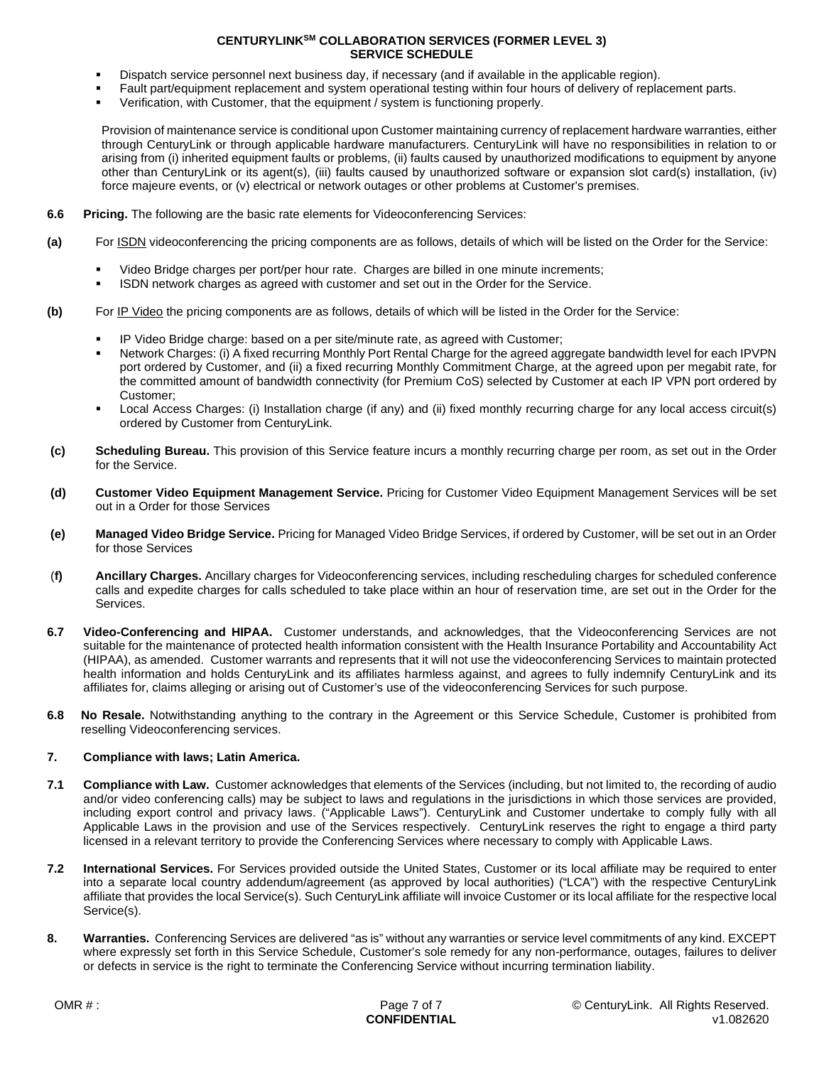- Dispatch service personnel next business day, if necessary (and if available in the applicable region).
- Fault part/equipment replacement and system operational testing within four hours of delivery of replacement parts.
- Verification, with Customer, that the equipment / system is functioning properly.

Provision of maintenance service is conditional upon Customer maintaining currency of replacement hardware warranties, either through CenturyLink or through applicable hardware manufacturers. CenturyLink will have no responsibilities in relation to or arising from (i) inherited equipment faults or problems, (ii) faults caused by unauthorized modifications to equipment by anyone other than CenturyLink or its agent(s), (iii) faults caused by unauthorized software or expansion slot card(s) installation, (iv) force majeure events, or (v) electrical or network outages or other problems at Customer's premises.

**6.6 Pricing.** The following are the basic rate elements for Videoconferencing Services:

**(a)** For ISDN videoconferencing the pricing components are as follows, details of which will be listed on the Order for the Service:

- Video Bridge charges per port/per hour rate. Charges are billed in one minute increments;
- ISDN network charges as agreed with customer and set out in the Order for the Service.

**(b)** For IP Video the pricing components are as follows, details of which will be listed in the Order for the Service:

- IP Video Bridge charge: based on a per site/minute rate, as agreed with Customer;
- Network Charges: (i) A fixed recurring Monthly Port Rental Charge for the agreed aggregate bandwidth level for each IPVPN port ordered by Customer, and (ii) a fixed recurring Monthly Commitment Charge, at the agreed upon per megabit rate, for the committed amount of bandwidth connectivity (for Premium CoS) selected by Customer at each IP VPN port ordered by Customer;
- Local Access Charges: (i) Installation charge (if any) and (ii) fixed monthly recurring charge for any local access circuit(s) ordered by Customer from CenturyLink.

**(c) Scheduling Bureau.** This provision of this Service feature incurs a monthly recurring charge per room, as set out in the Order for the Service.

**(d) Customer Video Equipment Management Service.** Pricing for Customer Video Equipment Management Services will be set out in a Order for those Services

**(e) Managed Video Bridge Service.** Pricing for Managed Video Bridge Services, if ordered by Customer, will be set out in an Order for those Services

**(f) Ancillary Charges.** Ancillary charges for Videoconferencing services, including rescheduling charges for scheduled conference calls and expedite charges for calls scheduled to take place within an hour of reservation time, are set out in the Order for the Services.

**6.7 Video-Conferencing and HIPAA.** Customer understands, and acknowledges, that the Videoconferencing Services are not suitable for the maintenance of protected health information consistent with the Health Insurance Portability and Accountability Act (HIPAA), as amended. Customer warrants and represents that it will not use the videoconferencing Services to maintain protected health information and holds CenturyLink and its affiliates harmless against, and agrees to fully indemnify CenturyLink and its affiliates for, claims alleging or arising out of Customer's use of the videoconferencing Services for such purpose.

**6.8 No Resale.** Notwithstanding anything to the contrary in the Agreement or this Service Schedule, Customer is prohibited from reselling Videoconferencing services.

## 7. Compliance with laws; Latin America.

**7.1 Compliance with Law.** Customer acknowledges that elements of the Services (including, but not limited to, the recording of audio and/or video conferencing calls) may be subject to laws and regulations in the jurisdictions in which those services are provided, including export control and privacy laws. ("Applicable Laws"). CenturyLink and Customer undertake to comply fully with all Applicable Laws in the provision and use of the Services respectively. CenturyLink reserves the right to engage a third party licensed in a relevant territory to provide the Conferencing Services where necessary to comply with Applicable Laws.

**7.2 International Services.** For Services provided outside the United States, Customer or its local affiliate may be required to enter into a separate local country addendum/agreement (as approved by local authorities) ("LCA") with the respective CenturyLink affiliate that provides the local Service(s). Such CenturyLink affiliate will invoice Customer or its local affiliate for the respective local Service(s).

**8. Warranties.** Conferencing Services are delivered "as is" without any warranties or service level commitments of any kind. EXCEPT where expressly set forth in this Service Schedule, Customer's sole remedy for any non-performance, outages, failures to deliver or defects in service is the right to terminate the Conferencing Service without incurring termination liability.